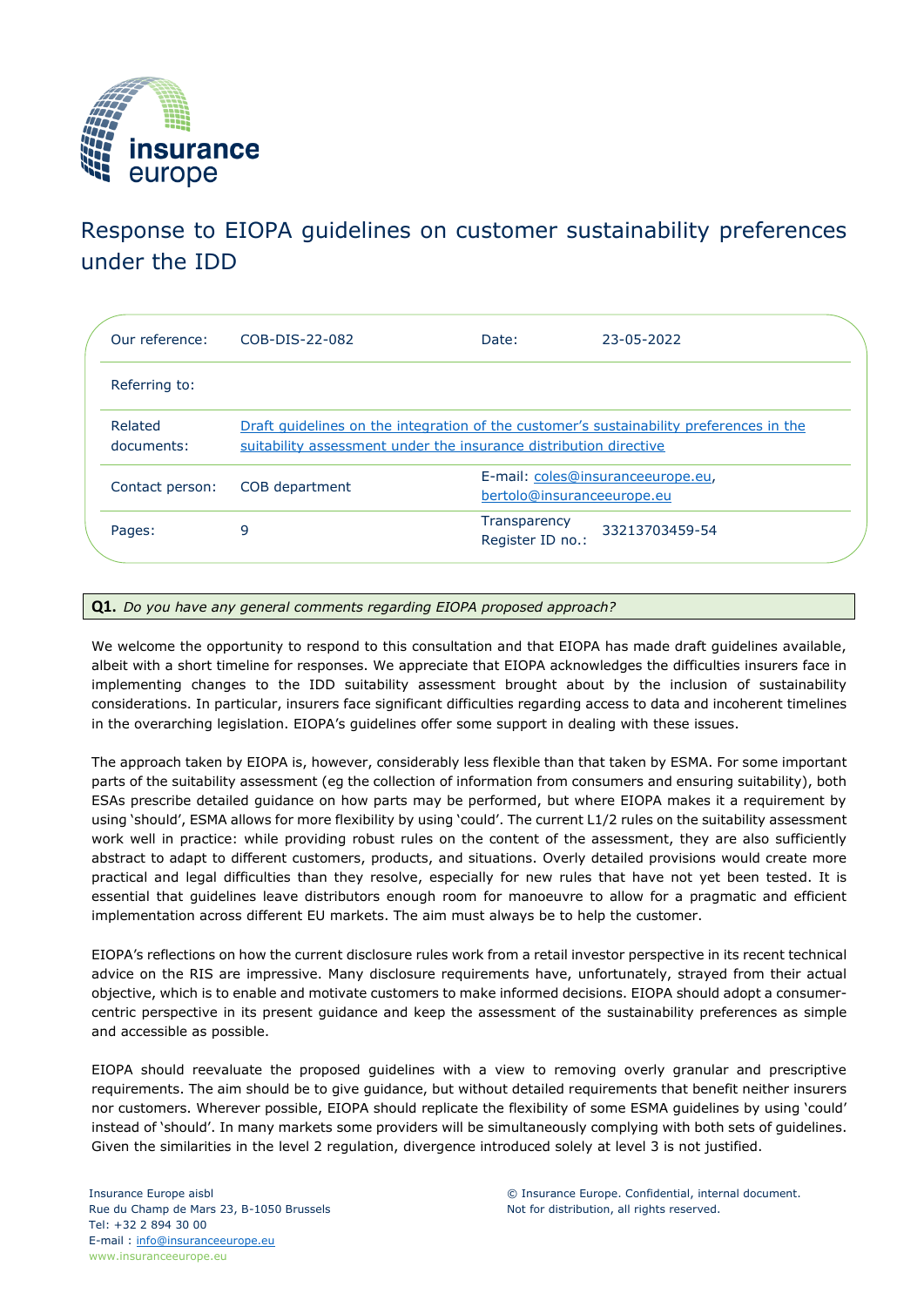insurance europe

# Response to EIOPA guidelines on customer sustainability preferences under the IDD

| Our reference: | COB-DIS-22-082 | Date: | 23-05-2022 |
| --- | --- | --- | --- |
| Referring to: | | | |
| Related documents: | Draft guidelines on the integration of the customer's sustainability preferences in the suitability assessment under the insurance distribution directive | | |
| Contact person: | COB department | E-mail: coles@insuranceeurope.eu, bertolo@insuranceeurope.eu | |
| Pages: | 9 | Transparency Register ID no.: | 33213703459-54 |

**Q1.** *Do you have any general comments regarding EIOPA proposed approach?*

We welcome the opportunity to respond to this consultation and that EIOPA has made draft guidelines available, albeit with a short timeline for responses. We appreciate that EIOPA acknowledges the difficulties insurers face in implementing changes to the IDD suitability assessment brought about by the inclusion of sustainability considerations. In particular, insurers face significant difficulties regarding access to data and incoherent timelines in the overarching legislation. EIOPA's guidelines offer some support in dealing with these issues.

The approach taken by EIOPA is, however, considerably less flexible than that taken by ESMA. For some important parts of the suitability assessment (eg the collection of information from consumers and ensuring suitability), both ESAs prescribe detailed guidance on how parts may be performed, but where EIOPA makes it a requirement by using 'should', ESMA allows for more flexibility by using 'could'. The current L1/2 rules on the suitability assessment work well in practice: while providing robust rules on the content of the assessment, they are also sufficiently abstract to adapt to different customers, products, and situations. Overly detailed provisions would create more practical and legal difficulties than they resolve, especially for new rules that have not yet been tested. It is essential that guidelines leave distributors enough room for manoeuvre to allow for a pragmatic and efficient implementation across different EU markets. The aim must always be to help the customer.

EIOPA's reflections on how the current disclosure rules work from a retail investor perspective in its recent technical advice on the RIS are impressive. Many disclosure requirements have, unfortunately, strayed from their actual objective, which is to enable and motivate customers to make informed decisions. EIOPA should adopt a consumer-centric perspective in its present guidance and keep the assessment of the sustainability preferences as simple and accessible as possible.

EIOPA should reevaluate the proposed guidelines with a view to removing overly granular and prescriptive requirements. The aim should be to give guidance, but without detailed requirements that benefit neither insurers nor customers. Wherever possible, EIOPA should replicate the flexibility of some ESMA guidelines by using 'could' instead of 'should'. In many markets some providers will be simultaneously complying with both sets of guidelines. Given the similarities in the level 2 regulation, divergence introduced solely at level 3 is not justified.

Insurance Europe aisbl
Rue du Champ de Mars 23, B-1050 Brussels
Tel: +32 2 894 30 00
E-mail : info@insuranceeurope.eu
www.insuranceeurope.eu

© Insurance Europe. Confidential, internal document. Not for distribution, all rights reserved.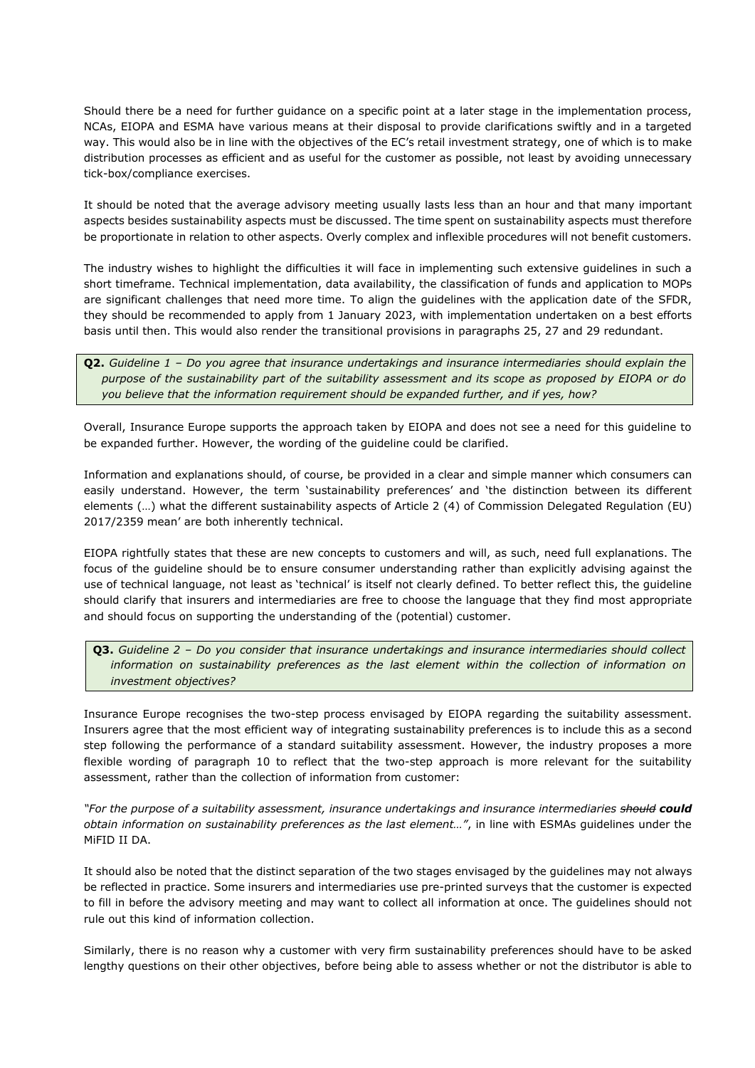Should there be a need for further guidance on a specific point at a later stage in the implementation process, NCAs, EIOPA and ESMA have various means at their disposal to provide clarifications swiftly and in a targeted way. This would also be in line with the objectives of the EC's retail investment strategy, one of which is to make distribution processes as efficient and as useful for the customer as possible, not least by avoiding unnecessary tick-box/compliance exercises.

It should be noted that the average advisory meeting usually lasts less than an hour and that many important aspects besides sustainability aspects must be discussed. The time spent on sustainability aspects must therefore be proportionate in relation to other aspects. Overly complex and inflexible procedures will not benefit customers.

The industry wishes to highlight the difficulties it will face in implementing such extensive guidelines in such a short timeframe. Technical implementation, data availability, the classification of funds and application to MOPs are significant challenges that need more time. To align the guidelines with the application date of the SFDR, they should be recommended to apply from 1 January 2023, with implementation undertaken on a best efforts basis until then. This would also render the transitional provisions in paragraphs 25, 27 and 29 redundant.

**Q2.** *Guideline 1 – Do you agree that insurance undertakings and insurance intermediaries should explain the purpose of the sustainability part of the suitability assessment and its scope as proposed by EIOPA or do you believe that the information requirement should be expanded further, and if yes, how?*

Overall, Insurance Europe supports the approach taken by EIOPA and does not see a need for this guideline to be expanded further. However, the wording of the guideline could be clarified.

Information and explanations should, of course, be provided in a clear and simple manner which consumers can easily understand. However, the term 'sustainability preferences' and 'the distinction between its different elements (…) what the different sustainability aspects of Article 2 (4) of Commission Delegated Regulation (EU) 2017/2359 mean' are both inherently technical.

EIOPA rightfully states that these are new concepts to customers and will, as such, need full explanations. The focus of the guideline should be to ensure consumer understanding rather than explicitly advising against the use of technical language, not least as 'technical' is itself not clearly defined. To better reflect this, the guideline should clarify that insurers and intermediaries are free to choose the language that they find most appropriate and should focus on supporting the understanding of the (potential) customer.

**Q3.** *Guideline 2 – Do you consider that insurance undertakings and insurance intermediaries should collect information on sustainability preferences as the last element within the collection of information on investment objectives?*

Insurance Europe recognises the two-step process envisaged by EIOPA regarding the suitability assessment. Insurers agree that the most efficient way of integrating sustainability preferences is to include this as a second step following the performance of a standard suitability assessment. However, the industry proposes a more flexible wording of paragraph 10 to reflect that the two-step approach is more relevant for the suitability assessment, rather than the collection of information from customer:

*"For the purpose of a suitability assessment, insurance undertakings and insurance intermediaries ~~should~~ **could** obtain information on sustainability preferences as the last element…"*, in line with ESMAs guidelines under the MiFID II DA.

It should also be noted that the distinct separation of the two stages envisaged by the guidelines may not always be reflected in practice. Some insurers and intermediaries use pre-printed surveys that the customer is expected to fill in before the advisory meeting and may want to collect all information at once. The guidelines should not rule out this kind of information collection.

Similarly, there is no reason why a customer with very firm sustainability preferences should have to be asked lengthy questions on their other objectives, before being able to assess whether or not the distributor is able to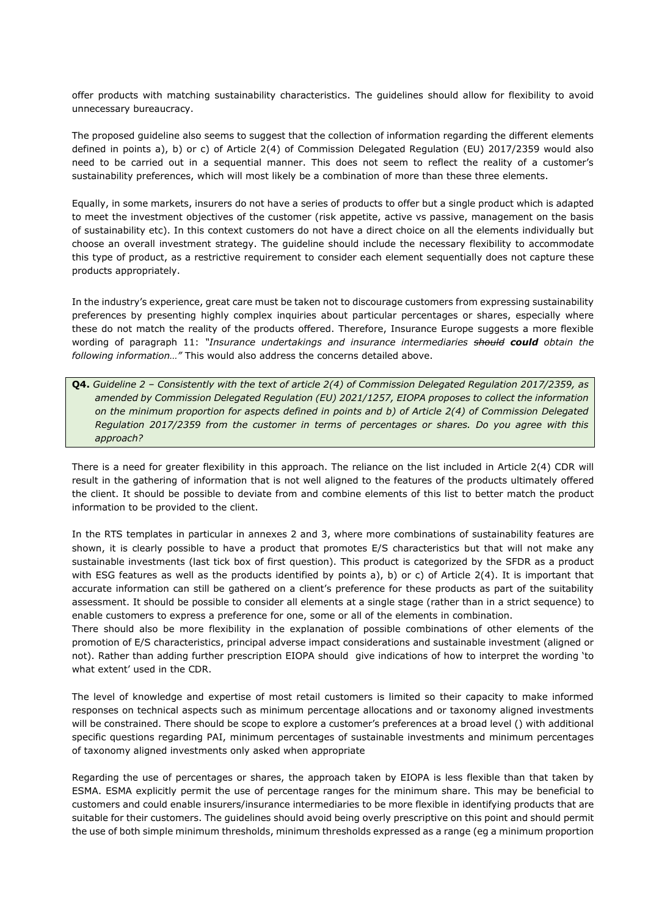offer products with matching sustainability characteristics. The guidelines should allow for flexibility to avoid unnecessary bureaucracy.

The proposed guideline also seems to suggest that the collection of information regarding the different elements defined in points a), b) or c) of Article 2(4) of Commission Delegated Regulation (EU) 2017/2359 would also need to be carried out in a sequential manner. This does not seem to reflect the reality of a customer's sustainability preferences, which will most likely be a combination of more than these three elements.

Equally, in some markets, insurers do not have a series of products to offer but a single product which is adapted to meet the investment objectives of the customer (risk appetite, active vs passive, management on the basis of sustainability etc). In this context customers do not have a direct choice on all the elements individually but choose an overall investment strategy. The guideline should include the necessary flexibility to accommodate this type of product, as a restrictive requirement to consider each element sequentially does not capture these products appropriately.

In the industry's experience, great care must be taken not to discourage customers from expressing sustainability preferences by presenting highly complex inquiries about particular percentages or shares, especially where these do not match the reality of the products offered. Therefore, Insurance Europe suggests a more flexible wording of paragraph 11: *"Insurance undertakings and insurance intermediaries ~~should~~* ***could*** *obtain the following information…"* This would also address the concerns detailed above.

> **Q4.** *Guideline 2 – Consistently with the text of article 2(4) of Commission Delegated Regulation 2017/2359, as amended by Commission Delegated Regulation (EU) 2021/1257, EIOPA proposes to collect the information on the minimum proportion for aspects defined in points and b) of Article 2(4) of Commission Delegated Regulation 2017/2359 from the customer in terms of percentages or shares. Do you agree with this approach?*

There is a need for greater flexibility in this approach. The reliance on the list included in Article 2(4) CDR will result in the gathering of information that is not well aligned to the features of the products ultimately offered the client. It should be possible to deviate from and combine elements of this list to better match the product information to be provided to the client.

In the RTS templates in particular in annexes 2 and 3, where more combinations of sustainability features are shown, it is clearly possible to have a product that promotes E/S characteristics but that will not make any sustainable investments (last tick box of first question). This product is categorized by the SFDR as a product with ESG features as well as the products identified by points a), b) or c) of Article 2(4). It is important that accurate information can still be gathered on a client's preference for these products as part of the suitability assessment. It should be possible to consider all elements at a single stage (rather than in a strict sequence) to enable customers to express a preference for one, some or all of the elements in combination.
There should also be more flexibility in the explanation of possible combinations of other elements of the promotion of E/S characteristics, principal adverse impact considerations and sustainable investment (aligned or not). Rather than adding further prescription EIOPA should give indications of how to interpret the wording 'to what extent' used in the CDR.

The level of knowledge and expertise of most retail customers is limited so their capacity to make informed responses on technical aspects such as minimum percentage allocations and or taxonomy aligned investments will be constrained. There should be scope to explore a customer's preferences at a broad level () with additional specific questions regarding PAI, minimum percentages of sustainable investments and minimum percentages of taxonomy aligned investments only asked when appropriate

Regarding the use of percentages or shares, the approach taken by EIOPA is less flexible than that taken by ESMA. ESMA explicitly permit the use of percentage ranges for the minimum share. This may be beneficial to customers and could enable insurers/insurance intermediaries to be more flexible in identifying products that are suitable for their customers. The guidelines should avoid being overly prescriptive on this point and should permit the use of both simple minimum thresholds, minimum thresholds expressed as a range (eg a minimum proportion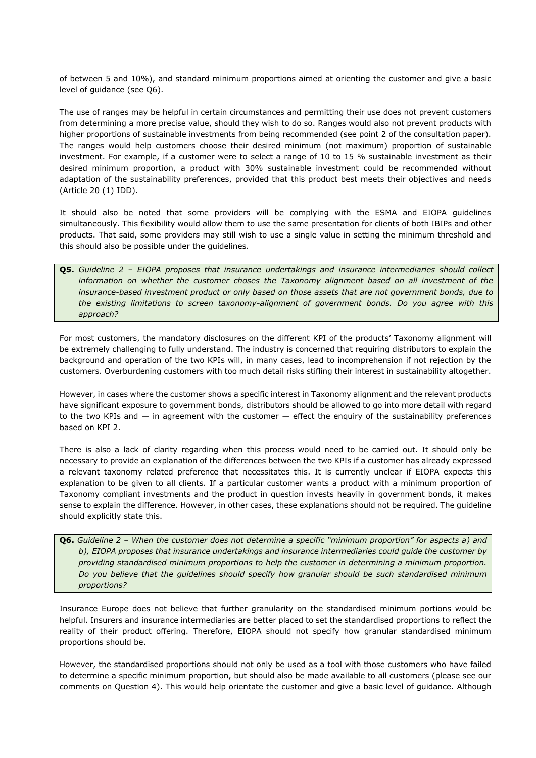of between 5 and 10%), and standard minimum proportions aimed at orienting the customer and give a basic level of guidance (see Q6).

The use of ranges may be helpful in certain circumstances and permitting their use does not prevent customers from determining a more precise value, should they wish to do so. Ranges would also not prevent products with higher proportions of sustainable investments from being recommended (see point 2 of the consultation paper). The ranges would help customers choose their desired minimum (not maximum) proportion of sustainable investment. For example, if a customer were to select a range of 10 to 15 % sustainable investment as their desired minimum proportion, a product with 30% sustainable investment could be recommended without adaptation of the sustainability preferences, provided that this product best meets their objectives and needs (Article 20 (1) IDD).

It should also be noted that some providers will be complying with the ESMA and EIOPA guidelines simultaneously. This flexibility would allow them to use the same presentation for clients of both IBIPs and other products. That said, some providers may still wish to use a single value in setting the minimum threshold and this should also be possible under the guidelines.

> **Q5.** *Guideline 2 – EIOPA proposes that insurance undertakings and insurance intermediaries should collect information on whether the customer choses the Taxonomy alignment based on all investment of the insurance-based investment product or only based on those assets that are not government bonds, due to the existing limitations to screen taxonomy-alignment of government bonds. Do you agree with this approach?*

For most customers, the mandatory disclosures on the different KPI of the products' Taxonomy alignment will be extremely challenging to fully understand. The industry is concerned that requiring distributors to explain the background and operation of the two KPIs will, in many cases, lead to incomprehension if not rejection by the customers. Overburdening customers with too much detail risks stifling their interest in sustainability altogether.

However, in cases where the customer shows a specific interest in Taxonomy alignment and the relevant products have significant exposure to government bonds, distributors should be allowed to go into more detail with regard to the two KPIs and — in agreement with the customer — effect the enquiry of the sustainability preferences based on KPI 2.

There is also a lack of clarity regarding when this process would need to be carried out. It should only be necessary to provide an explanation of the differences between the two KPIs if a customer has already expressed a relevant taxonomy related preference that necessitates this. It is currently unclear if EIOPA expects this explanation to be given to all clients. If a particular customer wants a product with a minimum proportion of Taxonomy compliant investments and the product in question invests heavily in government bonds, it makes sense to explain the difference. However, in other cases, these explanations should not be required. The guideline should explicitly state this.

> **Q6.** *Guideline 2 – When the customer does not determine a specific "minimum proportion" for aspects a) and b), EIOPA proposes that insurance undertakings and insurance intermediaries could guide the customer by providing standardised minimum proportions to help the customer in determining a minimum proportion. Do you believe that the guidelines should specify how granular should be such standardised minimum proportions?*

Insurance Europe does not believe that further granularity on the standardised minimum portions would be helpful. Insurers and insurance intermediaries are better placed to set the standardised proportions to reflect the reality of their product offering. Therefore, EIOPA should not specify how granular standardised minimum proportions should be.

However, the standardised proportions should not only be used as a tool with those customers who have failed to determine a specific minimum proportion, but should also be made available to all customers (please see our comments on Question 4). This would help orientate the customer and give a basic level of guidance. Although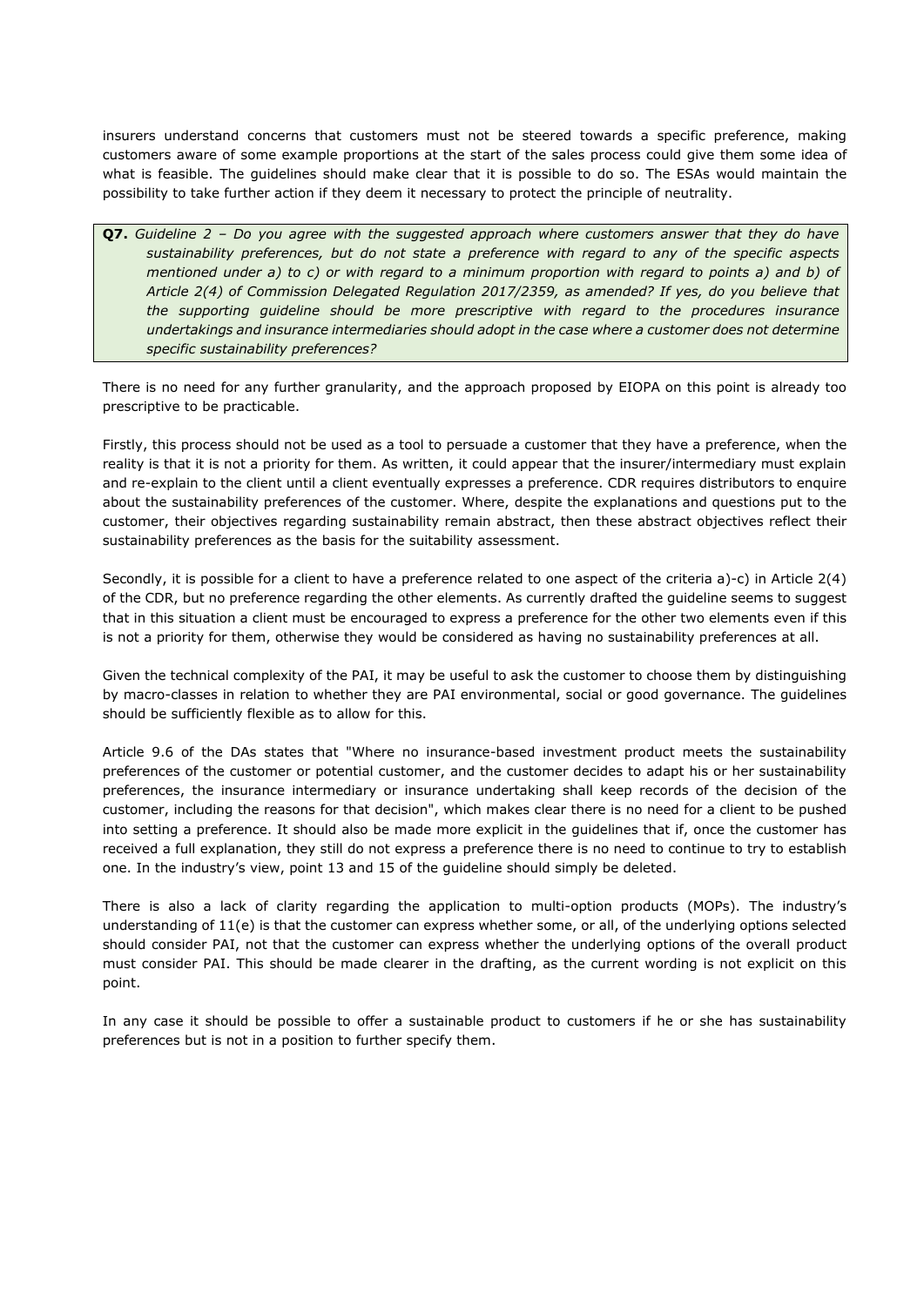insurers understand concerns that customers must not be steered towards a specific preference, making customers aware of some example proportions at the start of the sales process could give them some idea of what is feasible. The guidelines should make clear that it is possible to do so. The ESAs would maintain the possibility to take further action if they deem it necessary to protect the principle of neutrality.

**Q7.** *Guideline 2 – Do you agree with the suggested approach where customers answer that they do have sustainability preferences, but do not state a preference with regard to any of the specific aspects mentioned under a) to c) or with regard to a minimum proportion with regard to points a) and b) of Article 2(4) of Commission Delegated Regulation 2017/2359, as amended? If yes, do you believe that the supporting guideline should be more prescriptive with regard to the procedures insurance undertakings and insurance intermediaries should adopt in the case where a customer does not determine specific sustainability preferences?*

There is no need for any further granularity, and the approach proposed by EIOPA on this point is already too prescriptive to be practicable.

Firstly, this process should not be used as a tool to persuade a customer that they have a preference, when the reality is that it is not a priority for them. As written, it could appear that the insurer/intermediary must explain and re-explain to the client until a client eventually expresses a preference. CDR requires distributors to enquire about the sustainability preferences of the customer. Where, despite the explanations and questions put to the customer, their objectives regarding sustainability remain abstract, then these abstract objectives reflect their sustainability preferences as the basis for the suitability assessment.

Secondly, it is possible for a client to have a preference related to one aspect of the criteria a)-c) in Article 2(4) of the CDR, but no preference regarding the other elements. As currently drafted the guideline seems to suggest that in this situation a client must be encouraged to express a preference for the other two elements even if this is not a priority for them, otherwise they would be considered as having no sustainability preferences at all.

Given the technical complexity of the PAI, it may be useful to ask the customer to choose them by distinguishing by macro-classes in relation to whether they are PAI environmental, social or good governance. The guidelines should be sufficiently flexible as to allow for this.

Article 9.6 of the DAs states that "Where no insurance-based investment product meets the sustainability preferences of the customer or potential customer, and the customer decides to adapt his or her sustainability preferences, the insurance intermediary or insurance undertaking shall keep records of the decision of the customer, including the reasons for that decision", which makes clear there is no need for a client to be pushed into setting a preference. It should also be made more explicit in the guidelines that if, once the customer has received a full explanation, they still do not express a preference there is no need to continue to try to establish one. In the industry's view, point 13 and 15 of the guideline should simply be deleted.

There is also a lack of clarity regarding the application to multi-option products (MOPs). The industry's understanding of 11(e) is that the customer can express whether some, or all, of the underlying options selected should consider PAI, not that the customer can express whether the underlying options of the overall product must consider PAI. This should be made clearer in the drafting, as the current wording is not explicit on this point.

In any case it should be possible to offer a sustainable product to customers if he or she has sustainability preferences but is not in a position to further specify them.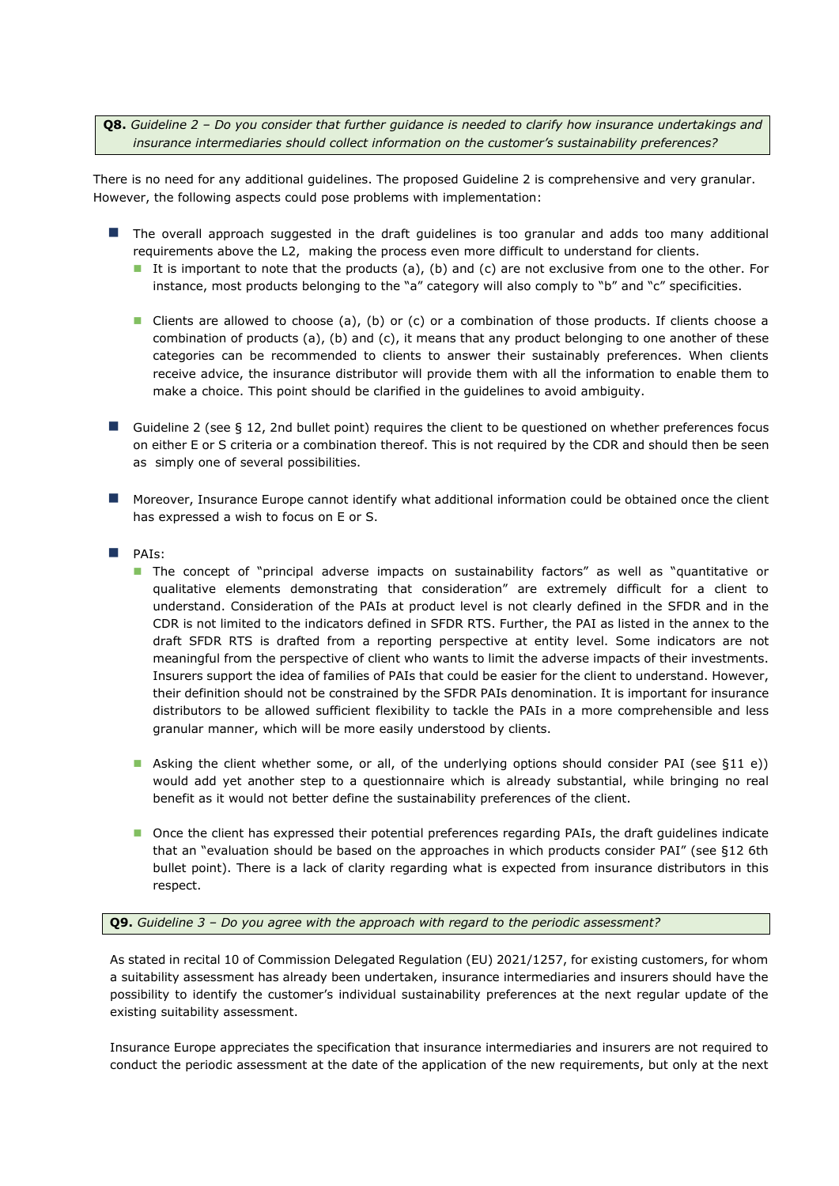**Q8.** *Guideline 2 – Do you consider that further guidance is needed to clarify how insurance undertakings and insurance intermediaries should collect information on the customer's sustainability preferences?*

There is no need for any additional guidelines. The proposed Guideline 2 is comprehensive and very granular. However, the following aspects could pose problems with implementation:

- The overall approach suggested in the draft guidelines is too granular and adds too many additional requirements above the L2, making the process even more difficult to understand for clients.
  - It is important to note that the products (a), (b) and (c) are not exclusive from one to the other. For instance, most products belonging to the "a" category will also comply to "b" and "c" specificities.
  - Clients are allowed to choose (a), (b) or (c) or a combination of those products. If clients choose a combination of products (a), (b) and (c), it means that any product belonging to one another of these categories can be recommended to clients to answer their sustainably preferences. When clients receive advice, the insurance distributor will provide them with all the information to enable them to make a choice. This point should be clarified in the guidelines to avoid ambiguity.
- Guideline 2 (see § 12, 2nd bullet point) requires the client to be questioned on whether preferences focus on either E or S criteria or a combination thereof. This is not required by the CDR and should then be seen as simply one of several possibilities.
- Moreover, Insurance Europe cannot identify what additional information could be obtained once the client has expressed a wish to focus on E or S.
- PAIs:
  - The concept of "principal adverse impacts on sustainability factors" as well as "quantitative or qualitative elements demonstrating that consideration" are extremely difficult for a client to understand. Consideration of the PAIs at product level is not clearly defined in the SFDR and in the CDR is not limited to the indicators defined in SFDR RTS. Further, the PAI as listed in the annex to the draft SFDR RTS is drafted from a reporting perspective at entity level. Some indicators are not meaningful from the perspective of client who wants to limit the adverse impacts of their investments. Insurers support the idea of families of PAIs that could be easier for the client to understand. However, their definition should not be constrained by the SFDR PAIs denomination. It is important for insurance distributors to be allowed sufficient flexibility to tackle the PAIs in a more comprehensible and less granular manner, which will be more easily understood by clients.
  - Asking the client whether some, or all, of the underlying options should consider PAI (see §11 e)) would add yet another step to a questionnaire which is already substantial, while bringing no real benefit as it would not better define the sustainability preferences of the client.
  - Once the client has expressed their potential preferences regarding PAIs, the draft guidelines indicate that an "evaluation should be based on the approaches in which products consider PAI" (see §12 6th bullet point). There is a lack of clarity regarding what is expected from insurance distributors in this respect.

**Q9.** *Guideline 3 – Do you agree with the approach with regard to the periodic assessment?*

As stated in recital 10 of Commission Delegated Regulation (EU) 2021/1257, for existing customers, for whom a suitability assessment has already been undertaken, insurance intermediaries and insurers should have the possibility to identify the customer's individual sustainability preferences at the next regular update of the existing suitability assessment.

Insurance Europe appreciates the specification that insurance intermediaries and insurers are not required to conduct the periodic assessment at the date of the application of the new requirements, but only at the next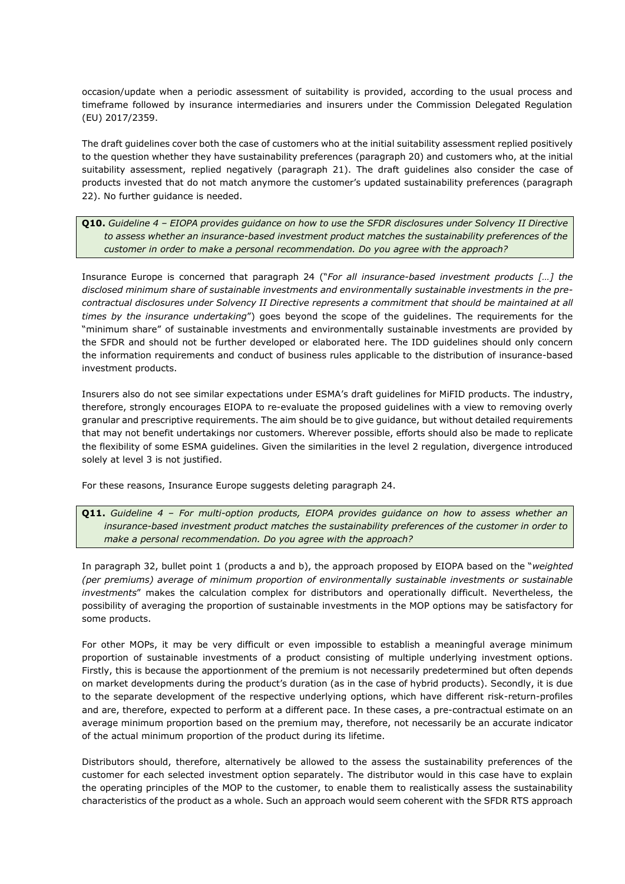occasion/update when a periodic assessment of suitability is provided, according to the usual process and timeframe followed by insurance intermediaries and insurers under the Commission Delegated Regulation (EU) 2017/2359.

The draft guidelines cover both the case of customers who at the initial suitability assessment replied positively to the question whether they have sustainability preferences (paragraph 20) and customers who, at the initial suitability assessment, replied negatively (paragraph 21). The draft guidelines also consider the case of products invested that do not match anymore the customer's updated sustainability preferences (paragraph 22). No further guidance is needed.

> **Q10.** *Guideline 4 – EIOPA provides guidance on how to use the SFDR disclosures under Solvency II Directive to assess whether an insurance-based investment product matches the sustainability preferences of the customer in order to make a personal recommendation. Do you agree with the approach?*

Insurance Europe is concerned that paragraph 24 ("*For all insurance-based investment products […] the disclosed minimum share of sustainable investments and environmentally sustainable investments in the pre-contractual disclosures under Solvency II Directive represents a commitment that should be maintained at all times by the insurance undertaking*") goes beyond the scope of the guidelines. The requirements for the "minimum share" of sustainable investments and environmentally sustainable investments are provided by the SFDR and should not be further developed or elaborated here. The IDD guidelines should only concern the information requirements and conduct of business rules applicable to the distribution of insurance-based investment products.

Insurers also do not see similar expectations under ESMA's draft guidelines for MiFID products. The industry, therefore, strongly encourages EIOPA to re-evaluate the proposed guidelines with a view to removing overly granular and prescriptive requirements. The aim should be to give guidance, but without detailed requirements that may not benefit undertakings nor customers. Wherever possible, efforts should also be made to replicate the flexibility of some ESMA guidelines. Given the similarities in the level 2 regulation, divergence introduced solely at level 3 is not justified.

For these reasons, Insurance Europe suggests deleting paragraph 24.

> **Q11.** *Guideline 4 – For multi-option products, EIOPA provides guidance on how to assess whether an insurance-based investment product matches the sustainability preferences of the customer in order to make a personal recommendation. Do you agree with the approach?*

In paragraph 32, bullet point 1 (products a and b), the approach proposed by EIOPA based on the "*weighted (per premiums) average of minimum proportion of environmentally sustainable investments or sustainable investments*" makes the calculation complex for distributors and operationally difficult. Nevertheless, the possibility of averaging the proportion of sustainable investments in the MOP options may be satisfactory for some products.

For other MOPs, it may be very difficult or even impossible to establish a meaningful average minimum proportion of sustainable investments of a product consisting of multiple underlying investment options. Firstly, this is because the apportionment of the premium is not necessarily predetermined but often depends on market developments during the product's duration (as in the case of hybrid products). Secondly, it is due to the separate development of the respective underlying options, which have different risk-return-profiles and are, therefore, expected to perform at a different pace. In these cases, a pre-contractual estimate on an average minimum proportion based on the premium may, therefore, not necessarily be an accurate indicator of the actual minimum proportion of the product during its lifetime.

Distributors should, therefore, alternatively be allowed to the assess the sustainability preferences of the customer for each selected investment option separately. The distributor would in this case have to explain the operating principles of the MOP to the customer, to enable them to realistically assess the sustainability characteristics of the product as a whole. Such an approach would seem coherent with the SFDR RTS approach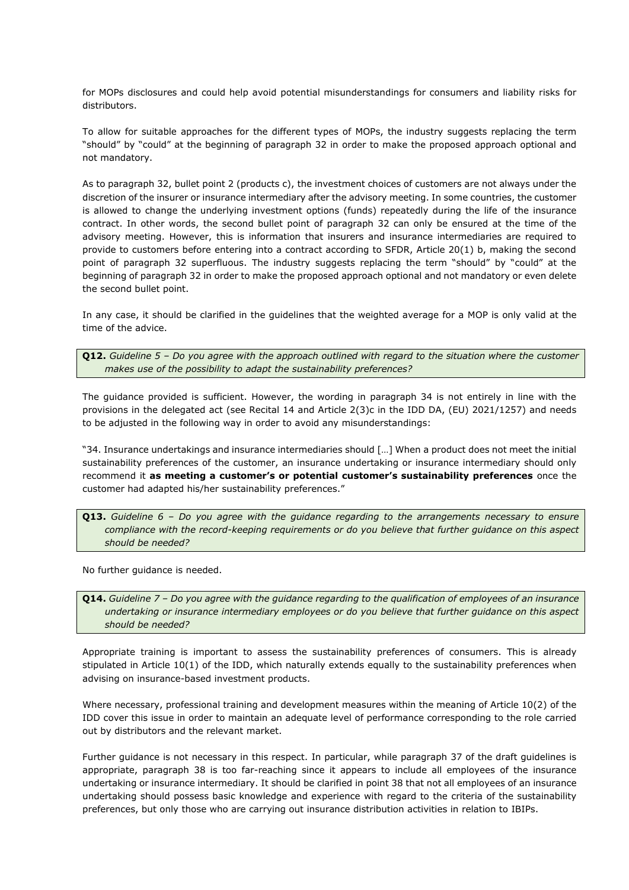for MOPs disclosures and could help avoid potential misunderstandings for consumers and liability risks for distributors.

To allow for suitable approaches for the different types of MOPs, the industry suggests replacing the term "should" by "could" at the beginning of paragraph 32 in order to make the proposed approach optional and not mandatory.

As to paragraph 32, bullet point 2 (products c), the investment choices of customers are not always under the discretion of the insurer or insurance intermediary after the advisory meeting. In some countries, the customer is allowed to change the underlying investment options (funds) repeatedly during the life of the insurance contract. In other words, the second bullet point of paragraph 32 can only be ensured at the time of the advisory meeting. However, this is information that insurers and insurance intermediaries are required to provide to customers before entering into a contract according to SFDR, Article 20(1) b, making the second point of paragraph 32 superfluous. The industry suggests replacing the term "should" by "could" at the beginning of paragraph 32 in order to make the proposed approach optional and not mandatory or even delete the second bullet point.

In any case, it should be clarified in the guidelines that the weighted average for a MOP is only valid at the time of the advice.

**Q12.** *Guideline 5 – Do you agree with the approach outlined with regard to the situation where the customer makes use of the possibility to adapt the sustainability preferences?*

The guidance provided is sufficient. However, the wording in paragraph 34 is not entirely in line with the provisions in the delegated act (see Recital 14 and Article 2(3)c in the IDD DA, (EU) 2021/1257) and needs to be adjusted in the following way in order to avoid any misunderstandings:

"34. Insurance undertakings and insurance intermediaries should […] When a product does not meet the initial sustainability preferences of the customer, an insurance undertaking or insurance intermediary should only recommend it **as meeting a customer's or potential customer's sustainability preferences** once the customer had adapted his/her sustainability preferences."

**Q13.** *Guideline 6 – Do you agree with the guidance regarding to the arrangements necessary to ensure compliance with the record-keeping requirements or do you believe that further guidance on this aspect should be needed?*

No further guidance is needed.

**Q14.** *Guideline 7 – Do you agree with the guidance regarding to the qualification of employees of an insurance undertaking or insurance intermediary employees or do you believe that further guidance on this aspect should be needed?*

Appropriate training is important to assess the sustainability preferences of consumers. This is already stipulated in Article 10(1) of the IDD, which naturally extends equally to the sustainability preferences when advising on insurance-based investment products.

Where necessary, professional training and development measures within the meaning of Article 10(2) of the IDD cover this issue in order to maintain an adequate level of performance corresponding to the role carried out by distributors and the relevant market.

Further guidance is not necessary in this respect. In particular, while paragraph 37 of the draft guidelines is appropriate, paragraph 38 is too far-reaching since it appears to include all employees of the insurance undertaking or insurance intermediary. It should be clarified in point 38 that not all employees of an insurance undertaking should possess basic knowledge and experience with regard to the criteria of the sustainability preferences, but only those who are carrying out insurance distribution activities in relation to IBIPs.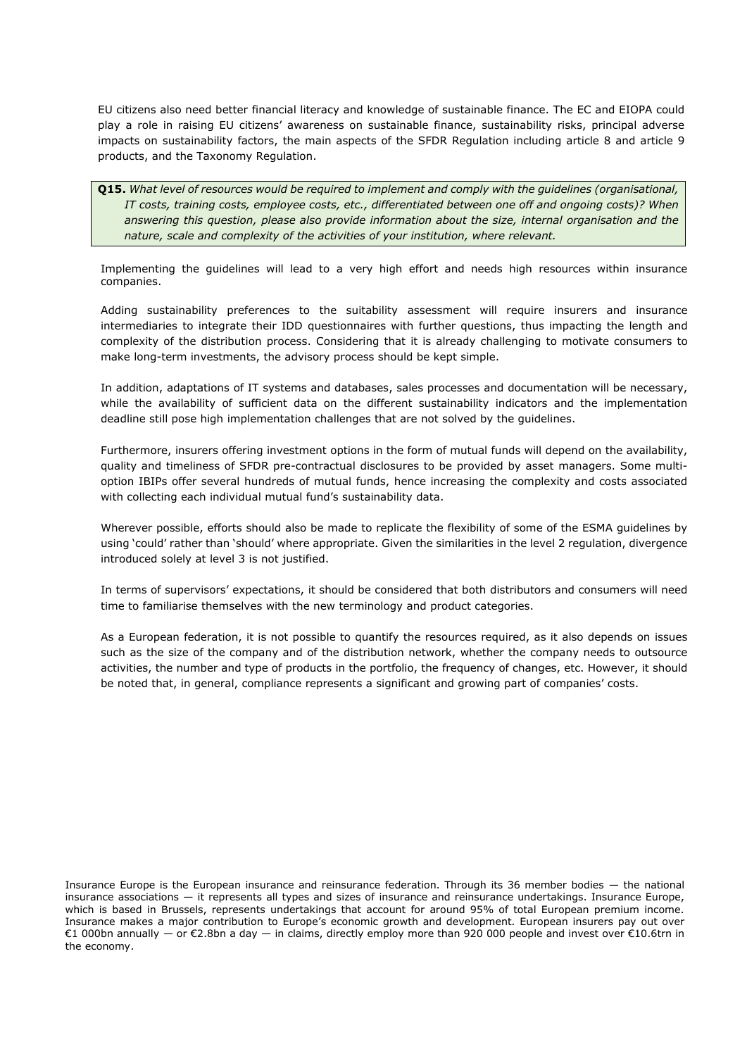EU citizens also need better financial literacy and knowledge of sustainable finance. The EC and EIOPA could play a role in raising EU citizens' awareness on sustainable finance, sustainability risks, principal adverse impacts on sustainability factors, the main aspects of the SFDR Regulation including article 8 and article 9 products, and the Taxonomy Regulation.

**Q15.** *What level of resources would be required to implement and comply with the guidelines (organisational, IT costs, training costs, employee costs, etc., differentiated between one off and ongoing costs)? When answering this question, please also provide information about the size, internal organisation and the nature, scale and complexity of the activities of your institution, where relevant.*

Implementing the guidelines will lead to a very high effort and needs high resources within insurance companies.

Adding sustainability preferences to the suitability assessment will require insurers and insurance intermediaries to integrate their IDD questionnaires with further questions, thus impacting the length and complexity of the distribution process. Considering that it is already challenging to motivate consumers to make long-term investments, the advisory process should be kept simple.

In addition, adaptations of IT systems and databases, sales processes and documentation will be necessary, while the availability of sufficient data on the different sustainability indicators and the implementation deadline still pose high implementation challenges that are not solved by the guidelines.

Furthermore, insurers offering investment options in the form of mutual funds will depend on the availability, quality and timeliness of SFDR pre-contractual disclosures to be provided by asset managers. Some multi-option IBIPs offer several hundreds of mutual funds, hence increasing the complexity and costs associated with collecting each individual mutual fund's sustainability data.

Wherever possible, efforts should also be made to replicate the flexibility of some of the ESMA guidelines by using 'could' rather than 'should' where appropriate. Given the similarities in the level 2 regulation, divergence introduced solely at level 3 is not justified.

In terms of supervisors' expectations, it should be considered that both distributors and consumers will need time to familiarise themselves with the new terminology and product categories.

As a European federation, it is not possible to quantify the resources required, as it also depends on issues such as the size of the company and of the distribution network, whether the company needs to outsource activities, the number and type of products in the portfolio, the frequency of changes, etc. However, it should be noted that, in general, compliance represents a significant and growing part of companies' costs.

Insurance Europe is the European insurance and reinsurance federation. Through its 36 member bodies — the national insurance associations — it represents all types and sizes of insurance and reinsurance undertakings. Insurance Europe, which is based in Brussels, represents undertakings that account for around 95% of total European premium income. Insurance makes a major contribution to Europe's economic growth and development. European insurers pay out over €1 000bn annually — or €2.8bn a day — in claims, directly employ more than 920 000 people and invest over €10.6trn in the economy.